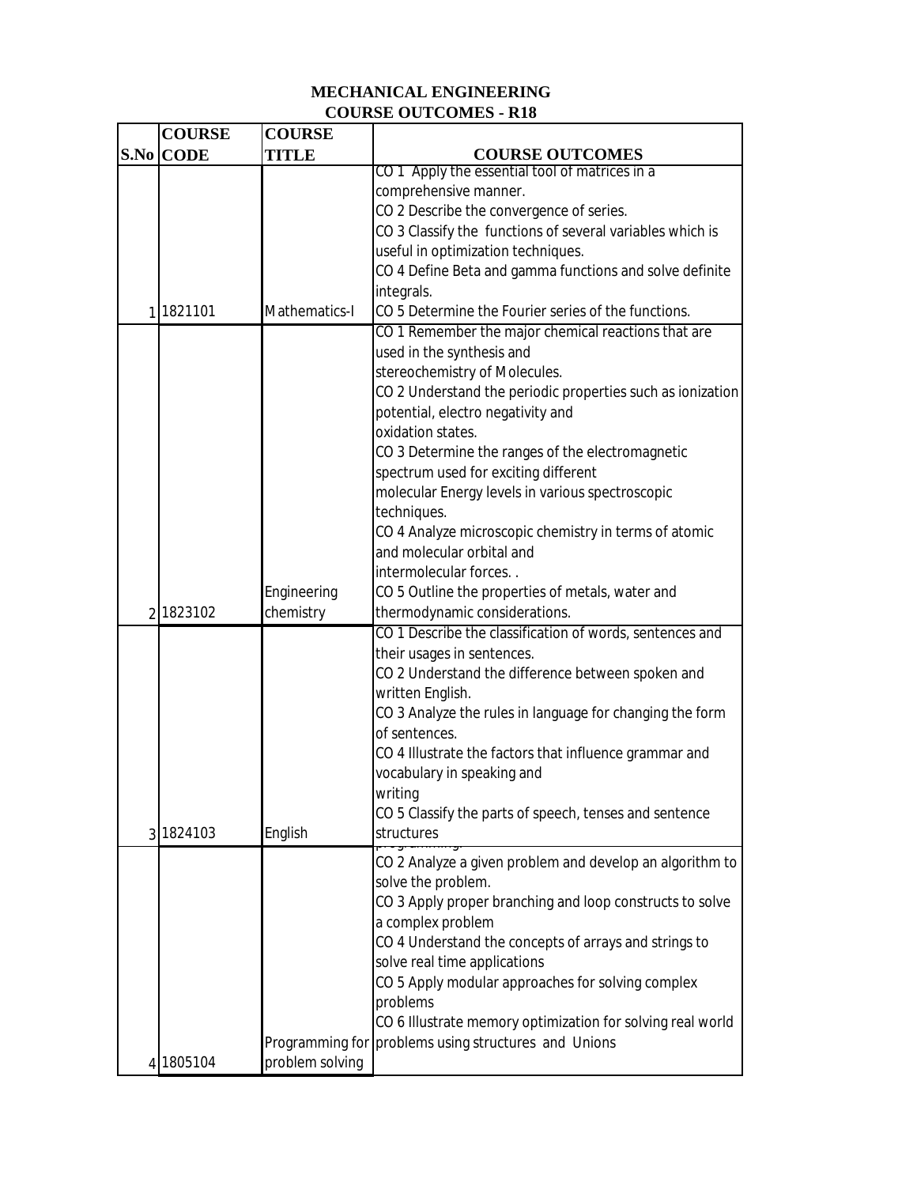# MECHANICAL ENGINEERING
## COURSE OUTCOMES - R18

| S.No | COURSE CODE | COURSE TITLE | COURSE OUTCOMES |
|---|---|---|---|
| 1 | 1821101 | Mathematics-I | CO 1 Apply the essential tool of matrices in a comprehensive manner.<br>CO 2 Describe the convergence of series.<br>CO 3 Classify the functions of several variables which is useful in optimization techniques.<br>CO 4 Define Beta and gamma functions and solve definite integrals.<br>CO 5 Determine the Fourier series of the functions. |
| 2 | 1823102 | Engineering chemistry | CO 1 Remember the major chemical reactions that are used in the synthesis and stereochemistry of Molecules.<br>CO 2 Understand the periodic properties such as ionization potential, electro negativity and oxidation states.<br>CO 3 Determine the ranges of the electromagnetic spectrum used for exciting different molecular Energy levels in various spectroscopic techniques.<br>CO 4 Analyze microscopic chemistry in terms of atomic and molecular orbital and intermolecular forces. .<br>CO 5 Outline the properties of metals, water and thermodynamic considerations. |
| 3 | 1824103 | English | CO 1 Describe the classification of words, sentences and their usages in sentences.<br>CO 2 Understand the difference between spoken and written English.<br>CO 3 Analyze the rules in language for changing the form of sentences.<br>CO 4 Illustrate the factors that influence grammar and vocabulary in speaking and writing<br>CO 5 Classify the parts of speech, tenses and sentence structures |
| 4 | 1805104 | Programming for problem solving | programming.<br>CO 2 Analyze a given problem and develop an algorithm to solve the problem.<br>CO 3 Apply proper branching and loop constructs to solve a complex problem<br>CO 4 Understand the concepts of arrays and strings to solve real time applications<br>CO 5 Apply modular approaches for solving complex problems<br>CO 6 Illustrate memory optimization for solving real world problems using structures and Unions |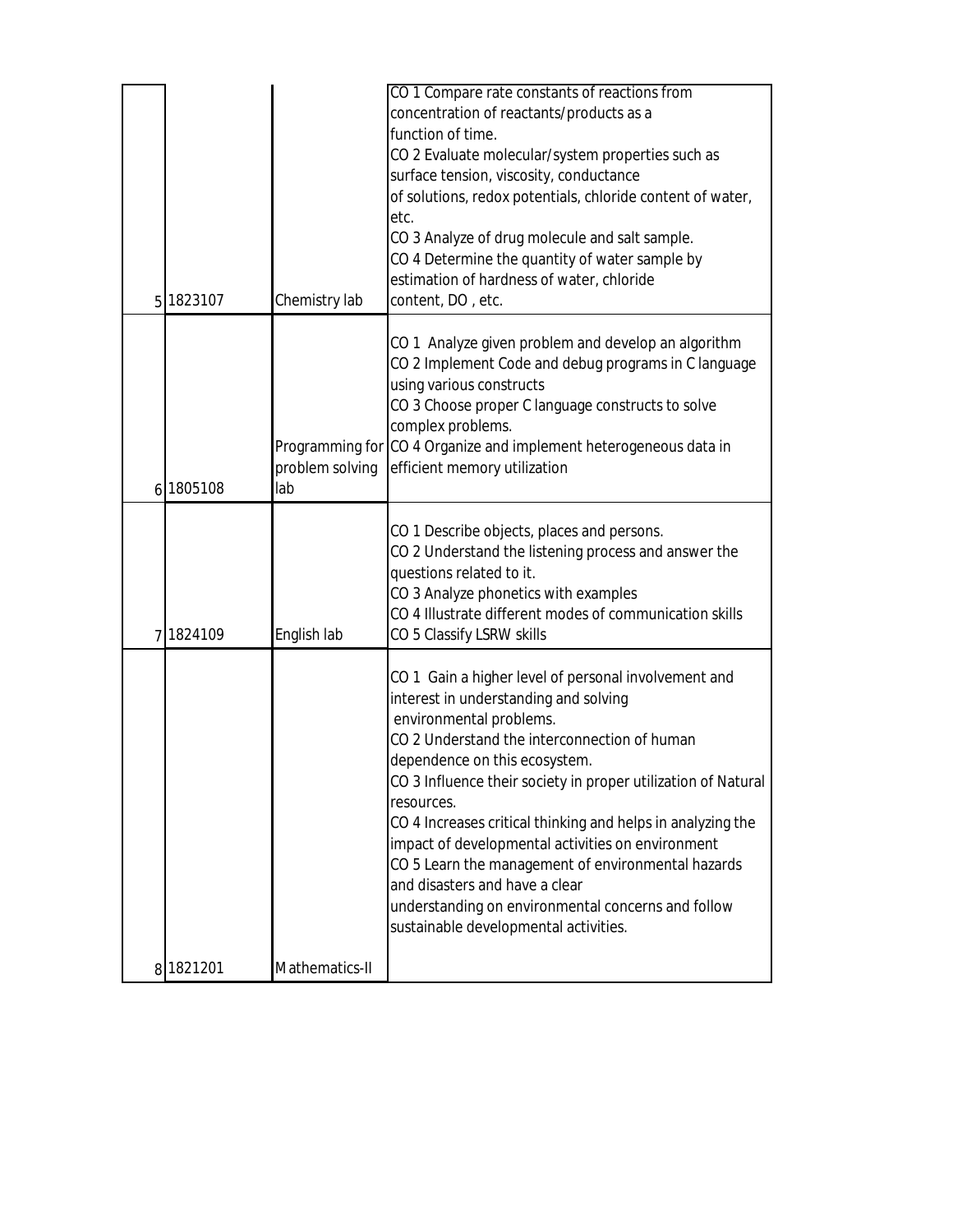| | | | |
|---|---|---|---|
| 5 | 1823107 | Chemistry lab | CO 1 Compare rate constants of reactions from concentration of reactants/products as a function of time.<br>CO 2 Evaluate molecular/system properties such as surface tension, viscosity, conductance of solutions, redox potentials, chloride content of water, etc.<br>CO 3 Analyze of drug molecule and salt sample.<br>CO 4 Determine the quantity of water sample by estimation of hardness of water, chloride content, DO , etc. |
| 6 | 1805108 | Programming for problem solving lab | CO 1 Analyze given problem and develop an algorithm<br>CO 2 Implement Code and debug programs in C language using various constructs<br>CO 3 Choose proper C language constructs to solve complex problems.<br>CO 4 Organize and implement heterogeneous data in efficient memory utilization |
| 7 | 1824109 | English lab | CO 1 Describe objects, places and persons.<br>CO 2 Understand the listening process and answer the questions related to it.<br>CO 3 Analyze phonetics with examples<br>CO 4 Illustrate different modes of communication skills<br>CO 5 Classify LSRW skills |
| 8 | 1821201 | Mathematics-II | CO 1 Gain a higher level of personal involvement and interest in understanding and solving environmental problems.<br>CO 2 Understand the interconnection of human dependence on this ecosystem.<br>CO 3 Influence their society in proper utilization of Natural resources.<br>CO 4 Increases critical thinking and helps in analyzing the impact of developmental activities on environment<br>CO 5 Learn the management of environmental hazards and disasters and have a clear understanding on environmental concerns and follow sustainable developmental activities. |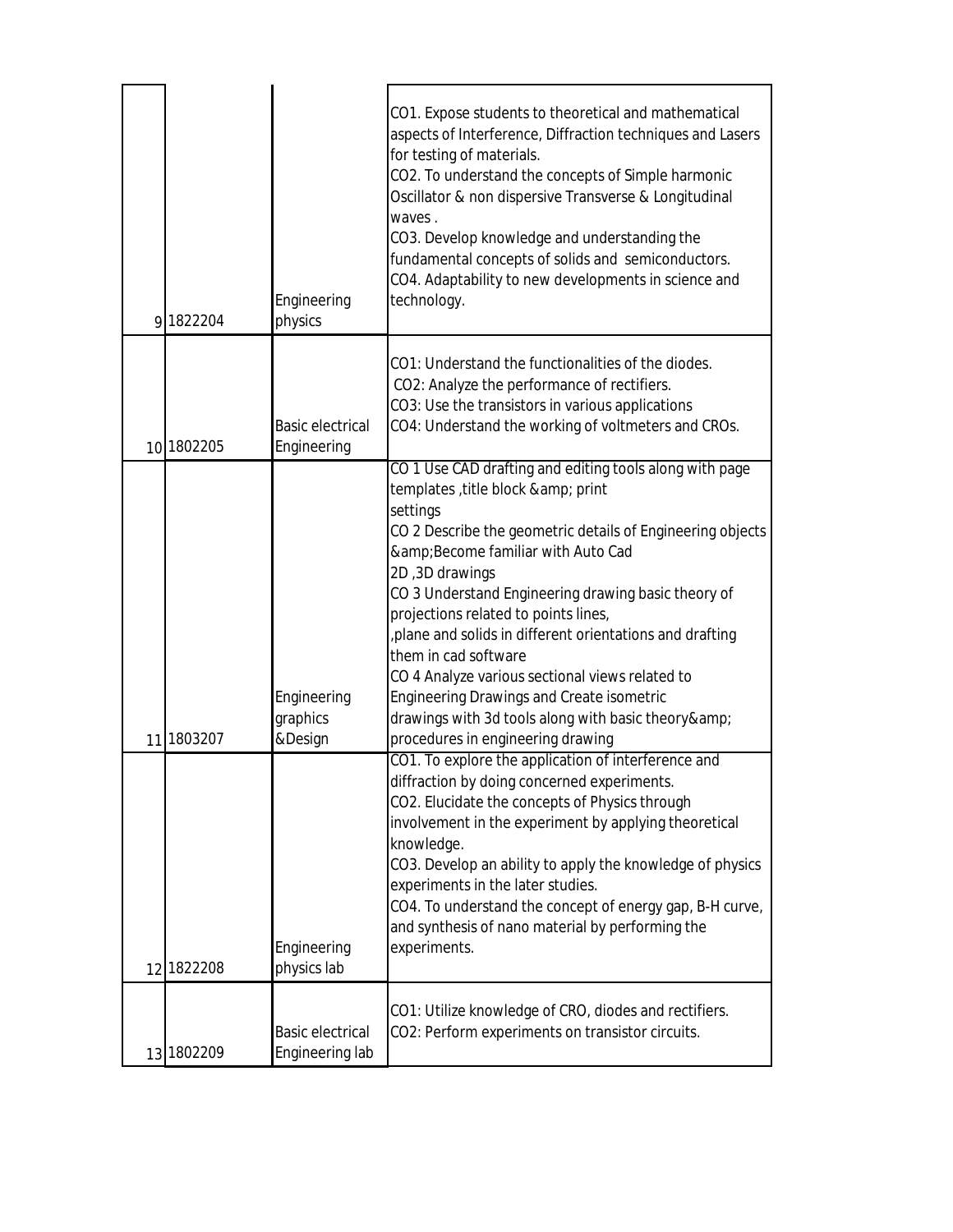| | | | |
|---|---|---|---|
| 9 | 1822204 | Engineering physics | CO1. Expose students to theoretical and mathematical aspects of Interference, Diffraction techniques and Lasers for testing of materials.<br>CO2. To understand the concepts of Simple harmonic Oscillator & non dispersive Transverse & Longitudinal waves .<br>CO3. Develop knowledge and understanding the fundamental concepts of solids and semiconductors.<br>CO4. Adaptability to new developments in science and technology. |
| 10 | 1802205 | Basic electrical Engineering | CO1: Understand the functionalities of the diodes.<br>CO2: Analyze the performance of rectifiers.<br>CO3: Use the transistors in various applications<br>CO4: Understand the working of voltmeters and CROs. |
| 11 | 1803207 | Engineering graphics &Design | CO 1 Use CAD drafting and editing tools along with page templates ,title block &amp; print settings<br>CO 2 Describe the geometric details of Engineering objects &amp;Become familiar with Auto Cad 2D ,3D drawings<br>CO 3 Understand Engineering drawing basic theory of projections related to points lines, ,plane and solids in different orientations and drafting them in cad software<br>CO 4 Analyze various sectional views related to Engineering Drawings and Create isometric drawings with 3d tools along with basic theory&amp; procedures in engineering drawing |
| 12 | 1822208 | Engineering physics lab | CO1. To explore the application of interference and diffraction by doing concerned experiments.<br>CO2. Elucidate the concepts of Physics through involvement in the experiment by applying theoretical knowledge.<br>CO3. Develop an ability to apply the knowledge of physics experiments in the later studies.<br>CO4. To understand the concept of energy gap, B-H curve, and synthesis of nano material by performing the experiments. |
| 13 | 1802209 | Basic electrical Engineering lab | CO1: Utilize knowledge of CRO, diodes and rectifiers.<br>CO2: Perform experiments on transistor circuits. |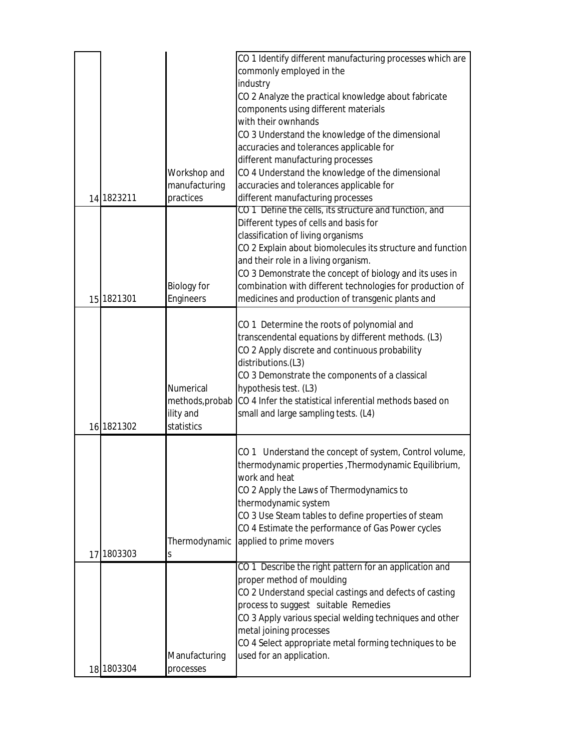| | | | |
|---|---|---|---|
| 14 | 1823211 | Workshop and manufacturing practices | CO 1 Identify different manufacturing processes which are commonly employed in the industry<br>CO 2 Analyze the practical knowledge about fabricate components using different materials with their ownhands<br>CO 3 Understand the knowledge of the dimensional accuracies and tolerances applicable for different manufacturing processes<br>CO 4 Understand the knowledge of the dimensional accuracies and tolerances applicable for different manufacturing processes |
| 15 | 1821301 | Biology for Engineers | CO 1 Define the cells, its structure and function, and Different types of cells and basis for classification of living organisms<br>CO 2 Explain about biomolecules its structure and function and their role in a living organism.<br>CO 3 Demonstrate the concept of biology and its uses in combination with different technologies for production of medicines and production of transgenic plants and |
| 16 | 1821302 | Numerical methods,probability and statistics | CO 1 Determine the roots of polynomial and transcendental equations by different methods. (L3)<br>CO 2 Apply discrete and continuous probability distributions.(L3)<br>CO 3 Demonstrate the components of a classical hypothesis test. (L3)<br>CO 4 Infer the statistical inferential methods based on small and large sampling tests. (L4) |
| 17 | 1803303 | Thermodynamics | CO 1 Understand the concept of system, Control volume, thermodynamic properties ,Thermodynamic Equilibrium, work and heat<br>CO 2 Apply the Laws of Thermodynamics to thermodynamic system<br>CO 3 Use Steam tables to define properties of steam<br>CO 4 Estimate the performance of Gas Power cycles applied to prime movers |
| 18 | 1803304 | Manufacturing processes | CO 1 Describe the right pattern for an application and proper method of moulding<br>CO 2 Understand special castings and defects of casting process to suggest suitable Remedies<br>CO 3 Apply various special welding techniques and other metal joining processes<br>CO 4 Select appropriate metal forming techniques to be used for an application. |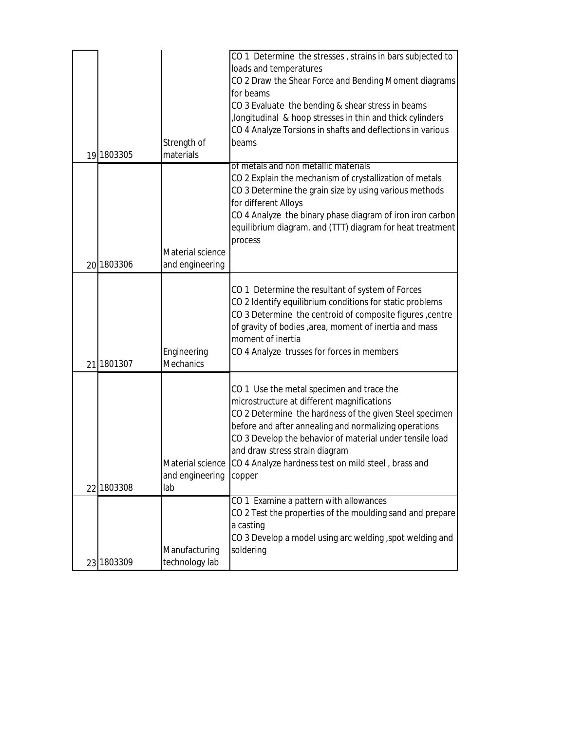| | | | |
|---|---|---|---|
| 19 | 1803305 | Strength of materials | CO 1 Determine the stresses , strains in bars subjected to loads and temperatures<br>CO 2 Draw the Shear Force and Bending Moment diagrams for beams<br>CO 3 Evaluate the bending & shear stress in beams ,longitudinal & hoop stresses in thin and thick cylinders<br>CO 4 Analyze Torsions in shafts and deflections in various beams |
| 20 | 1803306 | Material science and engineering | of metals and non metallic materials<br>CO 2 Explain the mechanism of crystallization of metals<br>CO 3 Determine the grain size by using various methods for different Alloys<br>CO 4 Analyze the binary phase diagram of iron iron carbon equilibrium diagram. and (TTT) diagram for heat treatment process |
| 21 | 1801307 | Engineering Mechanics | CO 1 Determine the resultant of system of Forces<br>CO 2 Identify equilibrium conditions for static problems<br>CO 3 Determine the centroid of composite figures ,centre of gravity of bodies ,area, moment of inertia and mass moment of inertia<br>CO 4 Analyze trusses for forces in members |
| 22 | 1803308 | Material science and engineering lab | CO 1 Use the metal specimen and trace the microstructure at different magnifications<br>CO 2 Determine the hardness of the given Steel specimen before and after annealing and normalizing operations<br>CO 3 Develop the behavior of material under tensile load and draw stress strain diagram<br>CO 4 Analyze hardness test on mild steel , brass and copper |
| 23 | 1803309 | Manufacturing technology lab | CO 1 Examine a pattern with allowances<br>CO 2 Test the properties of the moulding sand and prepare a casting<br>CO 3 Develop a model using arc welding ,spot welding and soldering |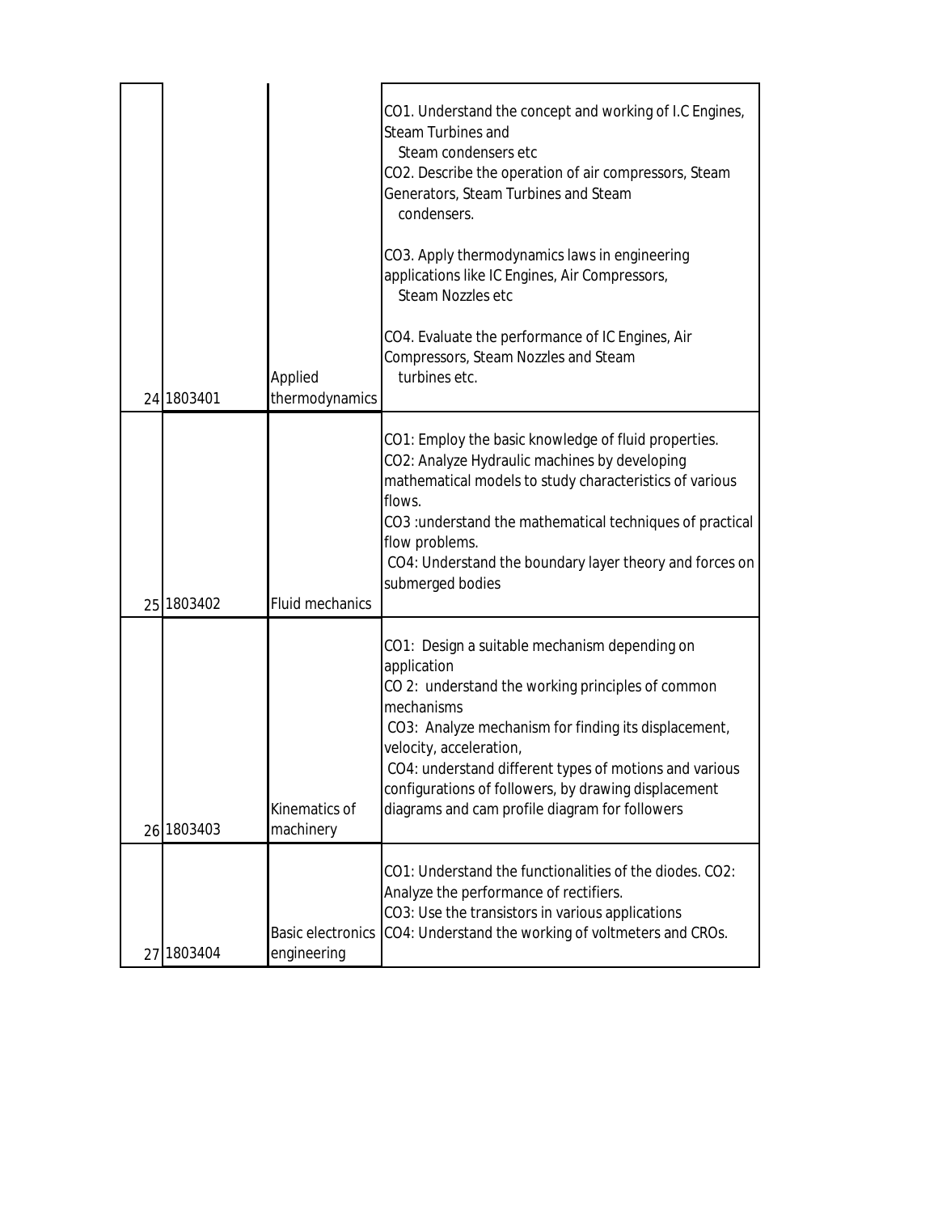| | | | |
|---|---|---|---|
| 24 | 1803401 | Applied thermodynamics | CO1. Understand the concept and working of I.C Engines, Steam Turbines and Steam condensers etc<br>CO2. Describe the operation of air compressors, Steam Generators, Steam Turbines and Steam condensers.<br>CO3. Apply thermodynamics laws in engineering applications like IC Engines, Air Compressors, Steam Nozzles etc<br>CO4. Evaluate the performance of IC Engines, Air Compressors, Steam Nozzles and Steam turbines etc. |
| 25 | 1803402 | Fluid mechanics | CO1: Employ the basic knowledge of fluid properties.<br>CO2: Analyze Hydraulic machines by developing mathematical models to study characteristics of various flows.<br>CO3 :understand the mathematical techniques of practical flow problems.<br>CO4: Understand the boundary layer theory and forces on submerged bodies |
| 26 | 1803403 | Kinematics of machinery | CO1: Design a suitable mechanism depending on application<br>CO 2: understand the working principles of common mechanisms<br>CO3: Analyze mechanism for finding its displacement, velocity, acceleration,<br>CO4: understand different types of motions and various configurations of followers, by drawing displacement diagrams and cam profile diagram for followers |
| 27 | 1803404 | Basic electronics engineering | CO1: Understand the functionalities of the diodes. CO2: Analyze the performance of rectifiers.<br>CO3: Use the transistors in various applications<br>CO4: Understand the working of voltmeters and CROs. |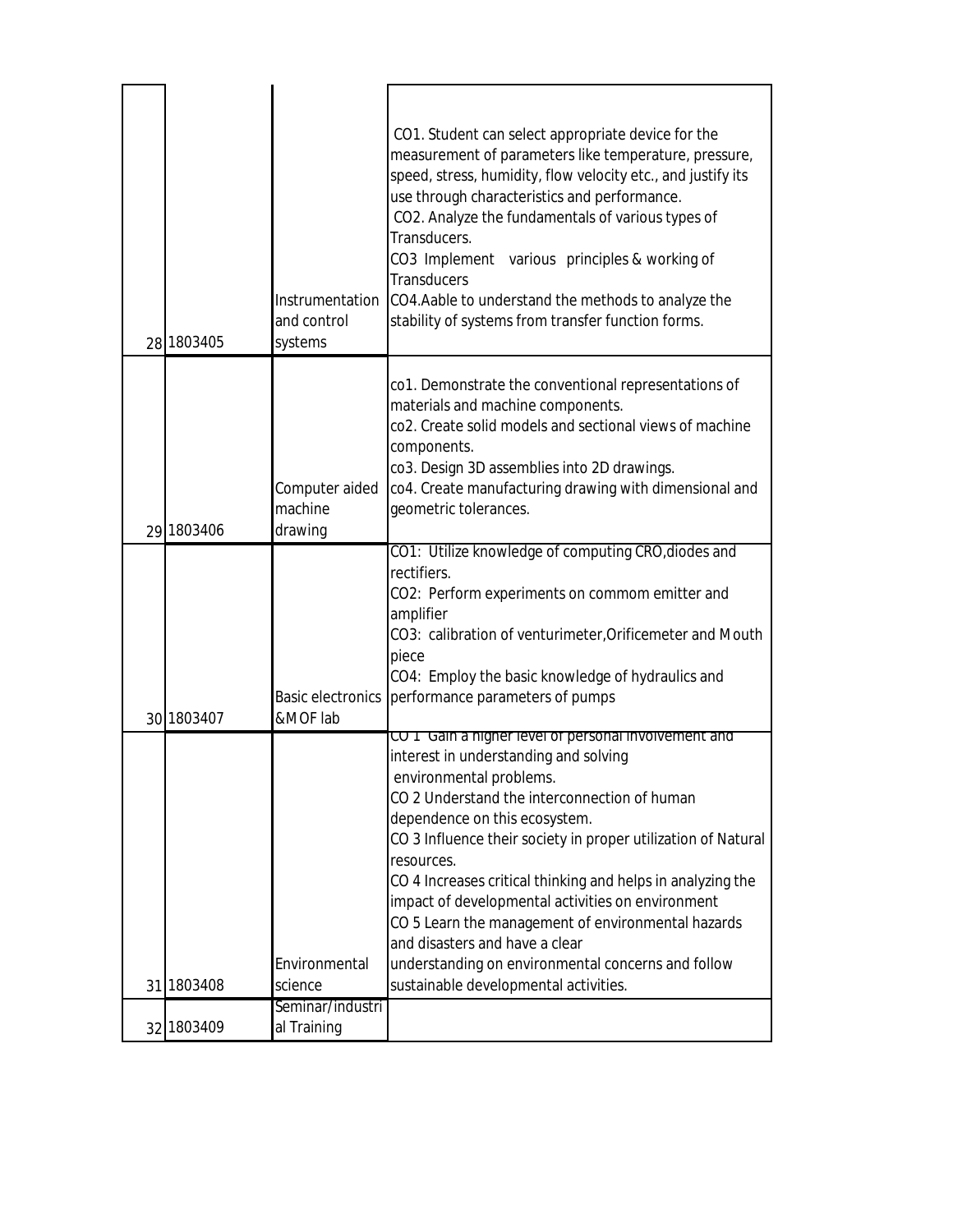| | | | |
|---|---|---|---|
| 28 | 1803405 | Instrumentation and control systems | CO1. Student can select appropriate device for the measurement of parameters like temperature, pressure, speed, stress, humidity, flow velocity etc., and justify its use through characteristics and performance.<br>CO2. Analyze the fundamentals of various types of Transducers.<br>CO3 Implement various principles & working of Transducers<br>CO4.Aable to understand the methods to analyze the stability of systems from transfer function forms. |
| 29 | 1803406 | Computer aided machine drawing | co1. Demonstrate the conventional representations of materials and machine components.<br>co2. Create solid models and sectional views of machine components.<br>co3. Design 3D assemblies into 2D drawings.<br>co4. Create manufacturing drawing with dimensional and geometric tolerances. |
| 30 | 1803407 | Basic electronics &MOF lab | CO1: Utilize knowledge of computing CRO,diodes and rectifiers.<br>CO2: Perform experiments on commom emitter and amplifier<br>CO3: calibration of venturimeter,Orificemeter and Mouth piece<br>CO4: Employ the basic knowledge of hydraulics and performance parameters of pumps |
| 31 | 1803408 | Environmental science | CO 1 Gain a higher level of personal involvement and interest in understanding and solving environmental problems.<br>CO 2 Understand the interconnection of human dependence on this ecosystem.<br>CO 3 Influence their society in proper utilization of Natural resources.<br>CO 4 Increases critical thinking and helps in analyzing the impact of developmental activities on environment<br>CO 5 Learn the management of environmental hazards and disasters and have a clear understanding on environmental concerns and follow sustainable developmental activities. |
| 32 | 1803409 | Seminar/industrial Training | |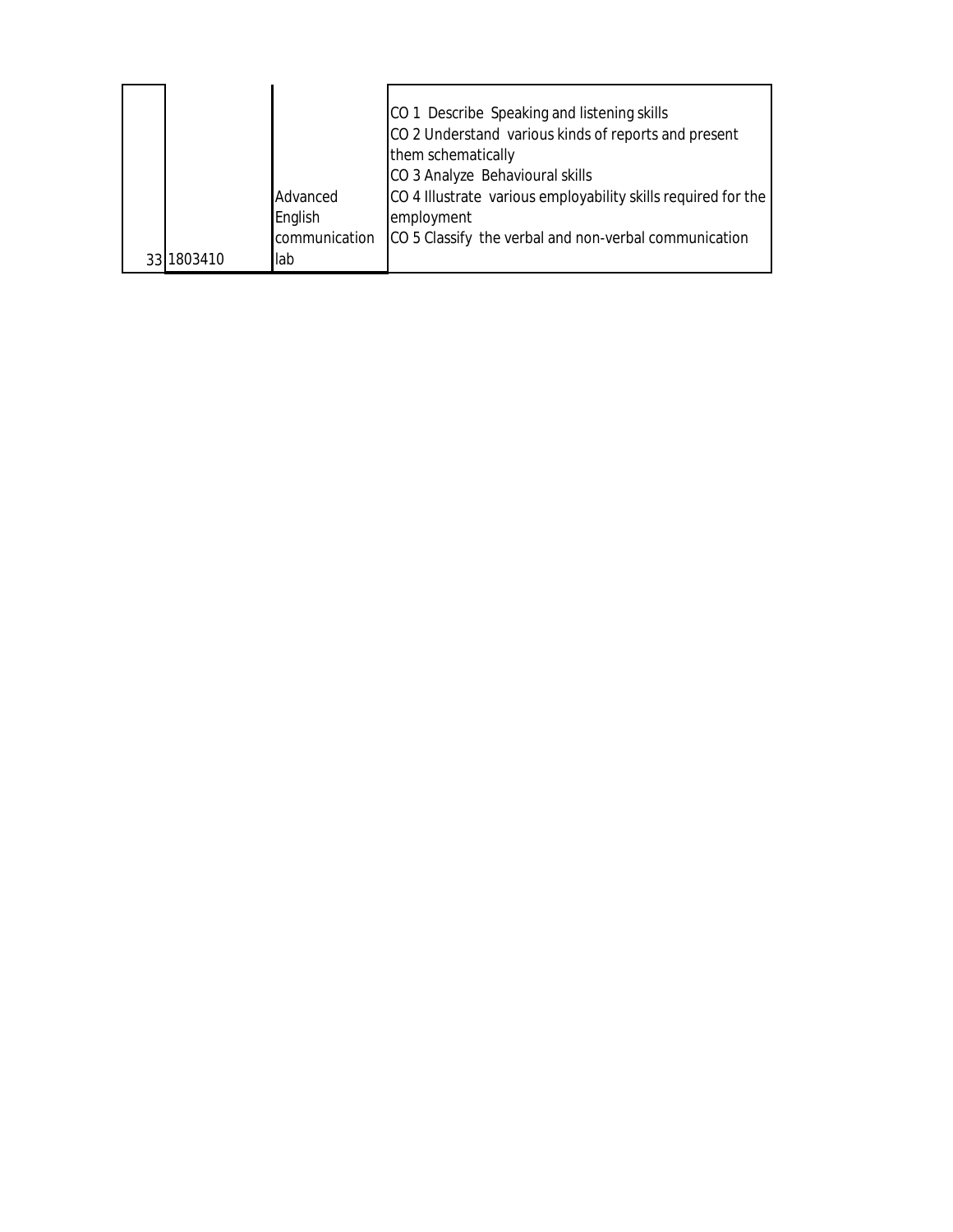| | | | |
|---|---|---|---|
| 33 | 1803410 | Advanced English communication lab | CO 1 Describe Speaking and listening skills<br>CO 2 Understand various kinds of reports and present them schematically<br>CO 3 Analyze Behavioural skills<br>CO 4 Illustrate various employability skills required for the employment<br>CO 5 Classify the verbal and non-verbal communication |